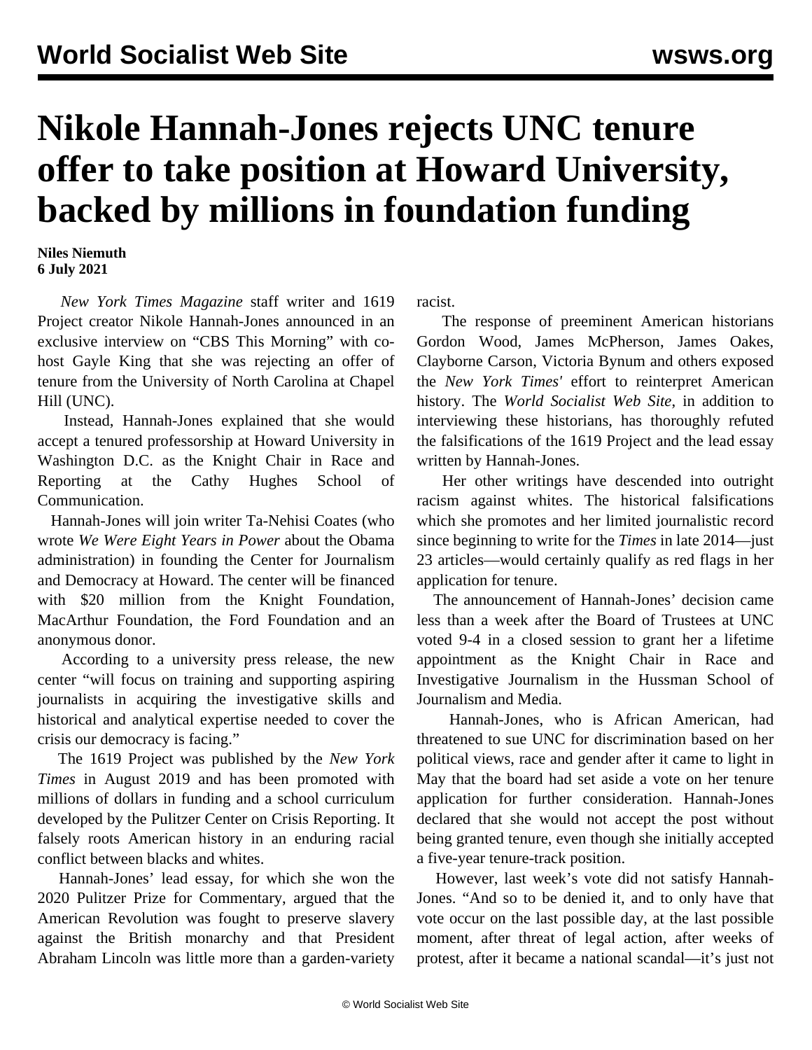# Nikole Hannah-Jones rejects UNC tenure offer to take position at Howard University, backed by millions in foundation funding

**Niles Niemuth**
**6 July 2021**

*New York Times Magazine* staff writer and 1619 Project creator Nikole Hannah-Jones announced in an exclusive interview on "CBS This Morning" with co-host Gayle King that she was rejecting an offer of tenure from the University of North Carolina at Chapel Hill (UNC).

Instead, Hannah-Jones explained that she would accept a tenured professorship at Howard University in Washington D.C. as the Knight Chair in Race and Reporting at the Cathy Hughes School of Communication.

Hannah-Jones will join writer Ta-Nehisi Coates (who wrote *We Were Eight Years in Power* about the Obama administration) in founding the Center for Journalism and Democracy at Howard. The center will be financed with $20 million from the Knight Foundation, MacArthur Foundation, the Ford Foundation and an anonymous donor.

According to a university press release, the new center "will focus on training and supporting aspiring journalists in acquiring the investigative skills and historical and analytical expertise needed to cover the crisis our democracy is facing."

The 1619 Project was published by the *New York Times* in August 2019 and has been promoted with millions of dollars in funding and a school curriculum developed by the Pulitzer Center on Crisis Reporting. It falsely roots American history in an enduring racial conflict between blacks and whites.

Hannah-Jones' lead essay, for which she won the 2020 Pulitzer Prize for Commentary, argued that the American Revolution was fought to preserve slavery against the British monarchy and that President Abraham Lincoln was little more than a garden-variety racist.

The response of preeminent American historians Gordon Wood, James McPherson, James Oakes, Clayborne Carson, Victoria Bynum and others exposed the *New York Times'* effort to reinterpret American history. The *World Socialist Web Site*, in addition to interviewing these historians, has thoroughly refuted the falsifications of the 1619 Project and the lead essay written by Hannah-Jones.

Her other writings have descended into outright racism against whites. The historical falsifications which she promotes and her limited journalistic record since beginning to write for the *Times* in late 2014—just 23 articles—would certainly qualify as red flags in her application for tenure.

The announcement of Hannah-Jones' decision came less than a week after the Board of Trustees at UNC voted 9-4 in a closed session to grant her a lifetime appointment as the Knight Chair in Race and Investigative Journalism in the Hussman School of Journalism and Media.

Hannah-Jones, who is African American, had threatened to sue UNC for discrimination based on her political views, race and gender after it came to light in May that the board had set aside a vote on her tenure application for further consideration. Hannah-Jones declared that she would not accept the post without being granted tenure, even though she initially accepted a five-year tenure-track position.

However, last week's vote did not satisfy Hannah-Jones. "And so to be denied it, and to only have that vote occur on the last possible day, at the last possible moment, after threat of legal action, after weeks of protest, after it became a national scandal—it's just not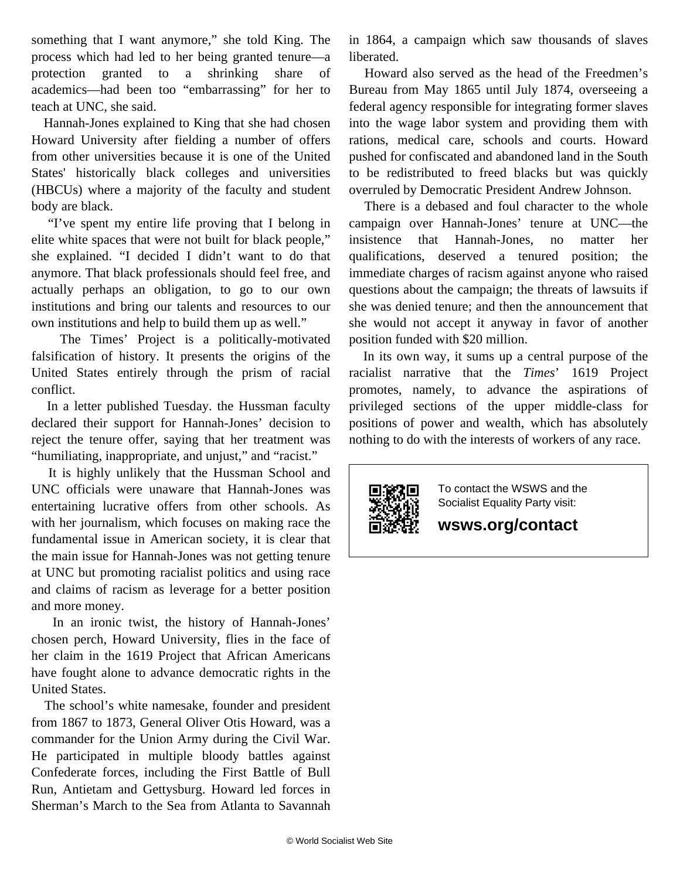something that I want anymore," she told King. The process which had led to her being granted tenure—a protection granted to a shrinking share of academics—had been too "embarrassing" for her to teach at UNC, she said.

Hannah-Jones explained to King that she had chosen Howard University after fielding a number of offers from other universities because it is one of the United States' historically black colleges and universities (HBCUs) where a majority of the faculty and student body are black.

"I've spent my entire life proving that I belong in elite white spaces that were not built for black people," she explained. "I decided I didn't want to do that anymore. That black professionals should feel free, and actually perhaps an obligation, to go to our own institutions and bring our talents and resources to our own institutions and help to build them up as well."

The Times' Project is a politically-motivated falsification of history. It presents the origins of the United States entirely through the prism of racial conflict.

In a letter published Tuesday. the Hussman faculty declared their support for Hannah-Jones' decision to reject the tenure offer, saying that her treatment was "humiliating, inappropriate, and unjust," and "racist."

It is highly unlikely that the Hussman School and UNC officials were unaware that Hannah-Jones was entertaining lucrative offers from other schools. As with her journalism, which focuses on making race the fundamental issue in American society, it is clear that the main issue for Hannah-Jones was not getting tenure at UNC but promoting racialist politics and using race and claims of racism as leverage for a better position and more money.

In an ironic twist, the history of Hannah-Jones' chosen perch, Howard University, flies in the face of her claim in the 1619 Project that African Americans have fought alone to advance democratic rights in the United States.

The school's white namesake, founder and president from 1867 to 1873, General Oliver Otis Howard, was a commander for the Union Army during the Civil War. He participated in multiple bloody battles against Confederate forces, including the First Battle of Bull Run, Antietam and Gettysburg. Howard led forces in Sherman's March to the Sea from Atlanta to Savannah in 1864, a campaign which saw thousands of slaves liberated.

Howard also served as the head of the Freedmen's Bureau from May 1865 until July 1874, overseeing a federal agency responsible for integrating former slaves into the wage labor system and providing them with rations, medical care, schools and courts. Howard pushed for confiscated and abandoned land in the South to be redistributed to freed blacks but was quickly overruled by Democratic President Andrew Johnson.

There is a debased and foul character to the whole campaign over Hannah-Jones' tenure at UNC—the insistence that Hannah-Jones, no matter her qualifications, deserved a tenured position; the immediate charges of racism against anyone who raised questions about the campaign; the threats of lawsuits if she was denied tenure; and then the announcement that she would not accept it anyway in favor of another position funded with $20 million.

In its own way, it sums up a central purpose of the racialist narrative that the *Times*' 1619 Project promotes, namely, to advance the aspirations of privileged sections of the upper middle-class for positions of power and wealth, which has absolutely nothing to do with the interests of workers of any race.

To contact the WSWS and the Socialist Equality Party visit:

**wsws.org/contact**